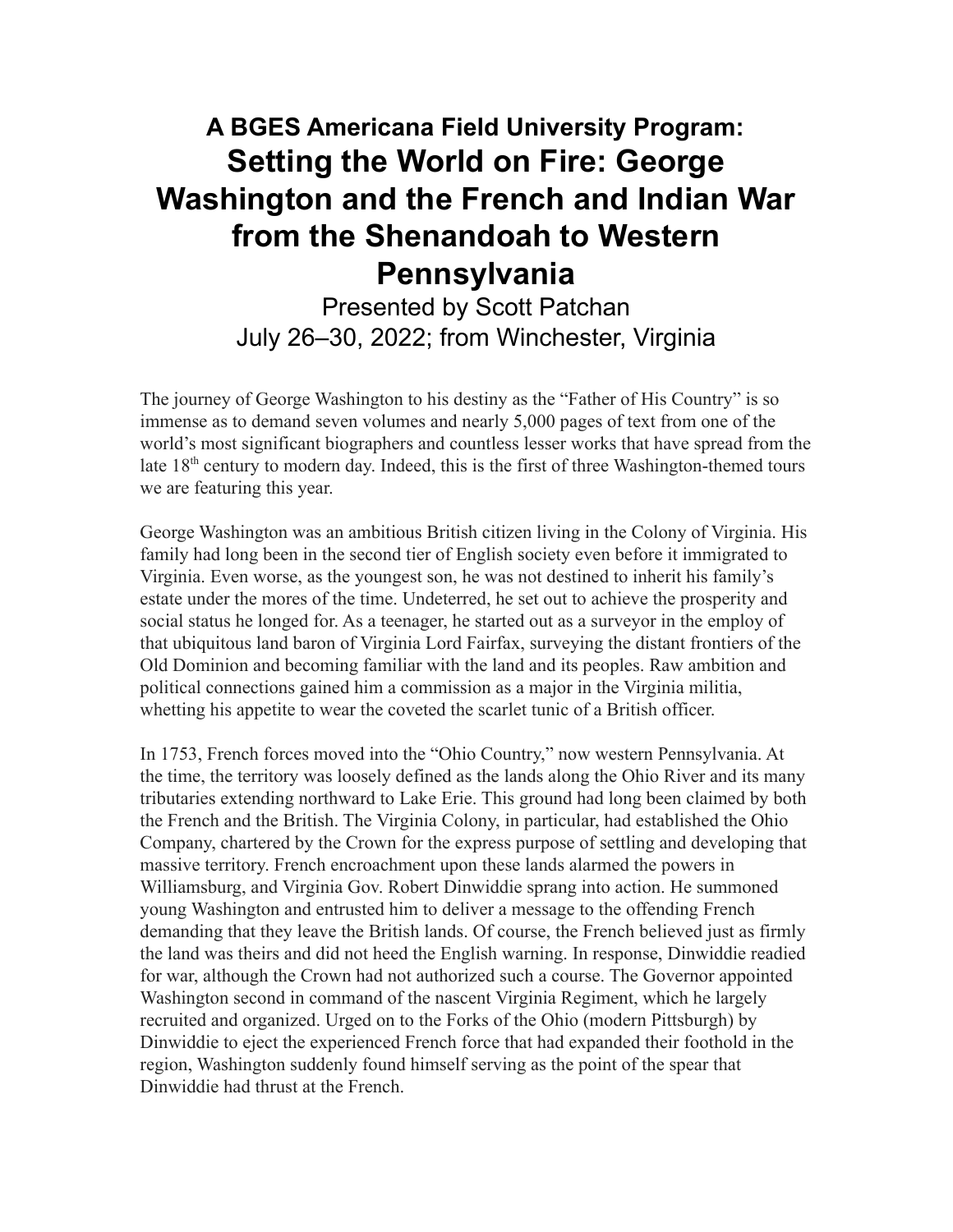## A BGES Americana Field University Program:

# Setting the World on Fire: George Washington and the French and Indian War from the Shenandoah to Western Pennsylvania

Presented by Scott Patchan
July 26–30, 2022; from Winchester, Virginia

The journey of George Washington to his destiny as the "Father of His Country" is so immense as to demand seven volumes and nearly 5,000 pages of text from one of the world's most significant biographers and countless lesser works that have spread from the late 18th century to modern day. Indeed, this is the first of three Washington-themed tours we are featuring this year.

George Washington was an ambitious British citizen living in the Colony of Virginia. His family had long been in the second tier of English society even before it immigrated to Virginia. Even worse, as the youngest son, he was not destined to inherit his family's estate under the mores of the time. Undeterred, he set out to achieve the prosperity and social status he longed for. As a teenager, he started out as a surveyor in the employ of that ubiquitous land baron of Virginia Lord Fairfax, surveying the distant frontiers of the Old Dominion and becoming familiar with the land and its peoples. Raw ambition and political connections gained him a commission as a major in the Virginia militia, whetting his appetite to wear the coveted the scarlet tunic of a British officer.

In 1753, French forces moved into the "Ohio Country," now western Pennsylvania. At the time, the territory was loosely defined as the lands along the Ohio River and its many tributaries extending northward to Lake Erie. This ground had long been claimed by both the French and the British. The Virginia Colony, in particular, had established the Ohio Company, chartered by the Crown for the express purpose of settling and developing that massive territory. French encroachment upon these lands alarmed the powers in Williamsburg, and Virginia Gov. Robert Dinwiddie sprang into action. He summoned young Washington and entrusted him to deliver a message to the offending French demanding that they leave the British lands. Of course, the French believed just as firmly the land was theirs and did not heed the English warning. In response, Dinwiddie readied for war, although the Crown had not authorized such a course. The Governor appointed Washington second in command of the nascent Virginia Regiment, which he largely recruited and organized. Urged on to the Forks of the Ohio (modern Pittsburgh) by Dinwiddie to eject the experienced French force that had expanded their foothold in the region, Washington suddenly found himself serving as the point of the spear that Dinwiddie had thrust at the French.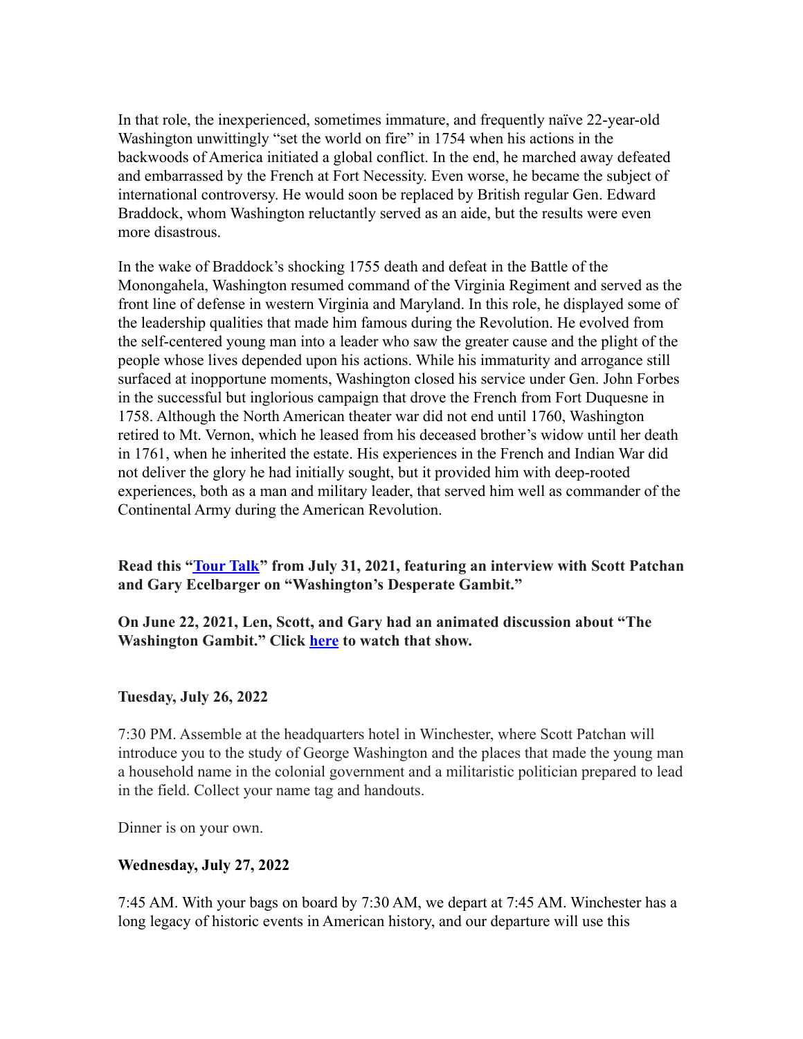In that role, the inexperienced, sometimes immature, and frequently naïve 22-year-old Washington unwittingly "set the world on fire" in 1754 when his actions in the backwoods of America initiated a global conflict. In the end, he marched away defeated and embarrassed by the French at Fort Necessity. Even worse, he became the subject of international controversy. He would soon be replaced by British regular Gen. Edward Braddock, whom Washington reluctantly served as an aide, but the results were even more disastrous.

In the wake of Braddock's shocking 1755 death and defeat in the Battle of the Monongahela, Washington resumed command of the Virginia Regiment and served as the front line of defense in western Virginia and Maryland. In this role, he displayed some of the leadership qualities that made him famous during the Revolution. He evolved from the self-centered young man into a leader who saw the greater cause and the plight of the people whose lives depended upon his actions. While his immaturity and arrogance still surfaced at inopportune moments, Washington closed his service under Gen. John Forbes in the successful but inglorious campaign that drove the French from Fort Duquesne in 1758. Although the North American theater war did not end until 1760, Washington retired to Mt. Vernon, which he leased from his deceased brother's widow until her death in 1761, when he inherited the estate. His experiences in the French and Indian War did not deliver the glory he had initially sought, but it provided him with deep-rooted experiences, both as a man and military leader, that served him well as commander of the Continental Army during the American Revolution.

**Read this "Tour Talk" from July 31, 2021, featuring an interview with Scott Patchan and Gary Ecelbarger on "Washington's Desperate Gambit."**

**On June 22, 2021, Len, Scott, and Gary had an animated discussion about "The Washington Gambit." Click here to watch that show.**

**Tuesday, July 26, 2022**

7:30 PM. Assemble at the headquarters hotel in Winchester, where Scott Patchan will introduce you to the study of George Washington and the places that made the young man a household name in the colonial government and a militaristic politician prepared to lead in the field. Collect your name tag and handouts.

Dinner is on your own.

**Wednesday, July 27, 2022**

7:45 AM. With your bags on board by 7:30 AM, we depart at 7:45 AM. Winchester has a long legacy of historic events in American history, and our departure will use this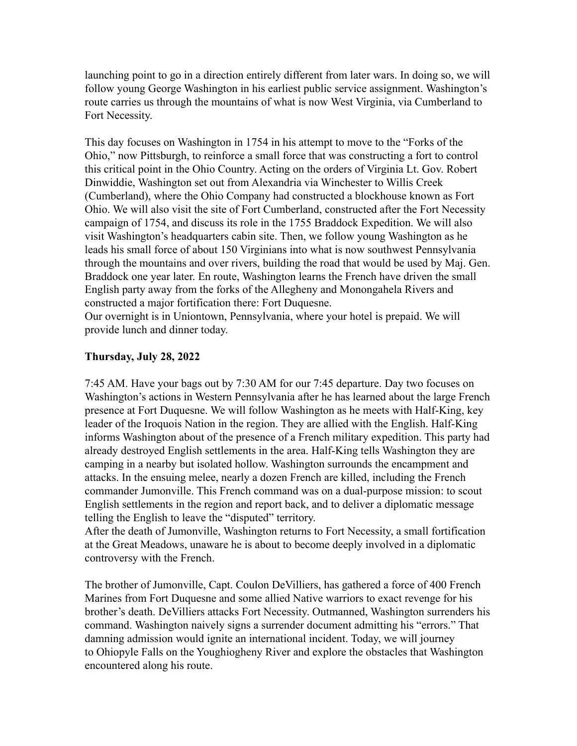launching point to go in a direction entirely different from later wars. In doing so, we will follow young George Washington in his earliest public service assignment. Washington's route carries us through the mountains of what is now West Virginia, via Cumberland to Fort Necessity.

This day focuses on Washington in 1754 in his attempt to move to the "Forks of the Ohio," now Pittsburgh, to reinforce a small force that was constructing a fort to control this critical point in the Ohio Country. Acting on the orders of Virginia Lt. Gov. Robert Dinwiddie, Washington set out from Alexandria via Winchester to Willis Creek (Cumberland), where the Ohio Company had constructed a blockhouse known as Fort Ohio. We will also visit the site of Fort Cumberland, constructed after the Fort Necessity campaign of 1754, and discuss its role in the 1755 Braddock Expedition. We will also visit Washington's headquarters cabin site. Then, we follow young Washington as he leads his small force of about 150 Virginians into what is now southwest Pennsylvania through the mountains and over rivers, building the road that would be used by Maj. Gen. Braddock one year later. En route, Washington learns the French have driven the small English party away from the forks of the Allegheny and Monongahela Rivers and constructed a major fortification there: Fort Duquesne.
Our overnight is in Uniontown, Pennsylvania, where your hotel is prepaid. We will provide lunch and dinner today.

**Thursday, July 28, 2022**

7:45 AM. Have your bags out by 7:30 AM for our 7:45 departure. Day two focuses on Washington's actions in Western Pennsylvania after he has learned about the large French presence at Fort Duquesne. We will follow Washington as he meets with Half-King, key leader of the Iroquois Nation in the region. They are allied with the English. Half-King informs Washington about of the presence of a French military expedition. This party had already destroyed English settlements in the area. Half-King tells Washington they are camping in a nearby but isolated hollow. Washington surrounds the encampment and attacks. In the ensuing melee, nearly a dozen French are killed, including the French commander Jumonville. This French command was on a dual-purpose mission: to scout English settlements in the region and report back, and to deliver a diplomatic message telling the English to leave the "disputed" territory.
After the death of Jumonville, Washington returns to Fort Necessity, a small fortification at the Great Meadows, unaware he is about to become deeply involved in a diplomatic controversy with the French.

The brother of Jumonville, Capt. Coulon DeVilliers, has gathered a force of 400 French Marines from Fort Duquesne and some allied Native warriors to exact revenge for his brother's death. DeVilliers attacks Fort Necessity. Outmanned, Washington surrenders his command. Washington naively signs a surrender document admitting his "errors." That damning admission would ignite an international incident. Today, we will journey to Ohiopyle Falls on the Youghiogheny River and explore the obstacles that Washington encountered along his route.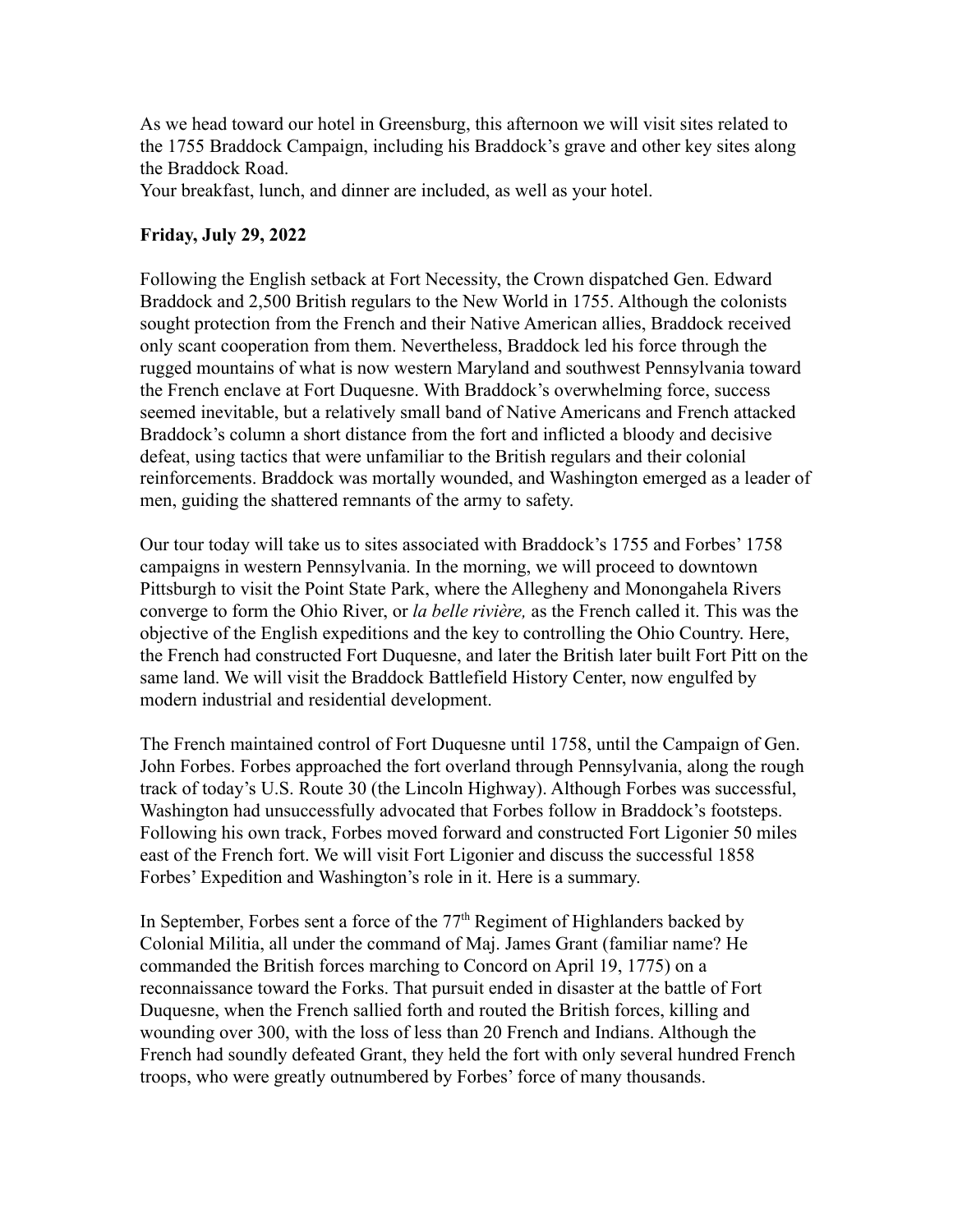As we head toward our hotel in Greensburg, this afternoon we will visit sites related to the 1755 Braddock Campaign, including his Braddock's grave and other key sites along the Braddock Road.
Your breakfast, lunch, and dinner are included, as well as your hotel.

**Friday, July 29, 2022**

Following the English setback at Fort Necessity, the Crown dispatched Gen. Edward Braddock and 2,500 British regulars to the New World in 1755. Although the colonists sought protection from the French and their Native American allies, Braddock received only scant cooperation from them. Nevertheless, Braddock led his force through the rugged mountains of what is now western Maryland and southwest Pennsylvania toward the French enclave at Fort Duquesne. With Braddock's overwhelming force, success seemed inevitable, but a relatively small band of Native Americans and French attacked Braddock's column a short distance from the fort and inflicted a bloody and decisive defeat, using tactics that were unfamiliar to the British regulars and their colonial reinforcements. Braddock was mortally wounded, and Washington emerged as a leader of men, guiding the shattered remnants of the army to safety.

Our tour today will take us to sites associated with Braddock's 1755 and Forbes' 1758 campaigns in western Pennsylvania. In the morning, we will proceed to downtown Pittsburgh to visit the Point State Park, where the Allegheny and Monongahela Rivers converge to form the Ohio River, or *la belle rivière,* as the French called it. This was the objective of the English expeditions and the key to controlling the Ohio Country. Here, the French had constructed Fort Duquesne, and later the British later built Fort Pitt on the same land. We will visit the Braddock Battlefield History Center, now engulfed by modern industrial and residential development.

The French maintained control of Fort Duquesne until 1758, until the Campaign of Gen. John Forbes. Forbes approached the fort overland through Pennsylvania, along the rough track of today's U.S. Route 30 (the Lincoln Highway). Although Forbes was successful, Washington had unsuccessfully advocated that Forbes follow in Braddock's footsteps. Following his own track, Forbes moved forward and constructed Fort Ligonier 50 miles east of the French fort. We will visit Fort Ligonier and discuss the successful 1858 Forbes' Expedition and Washington's role in it. Here is a summary.

In September, Forbes sent a force of the 77th Regiment of Highlanders backed by Colonial Militia, all under the command of Maj. James Grant (familiar name? He commanded the British forces marching to Concord on April 19, 1775) on a reconnaissance toward the Forks. That pursuit ended in disaster at the battle of Fort Duquesne, when the French sallied forth and routed the British forces, killing and wounding over 300, with the loss of less than 20 French and Indians. Although the French had soundly defeated Grant, they held the fort with only several hundred French troops, who were greatly outnumbered by Forbes' force of many thousands.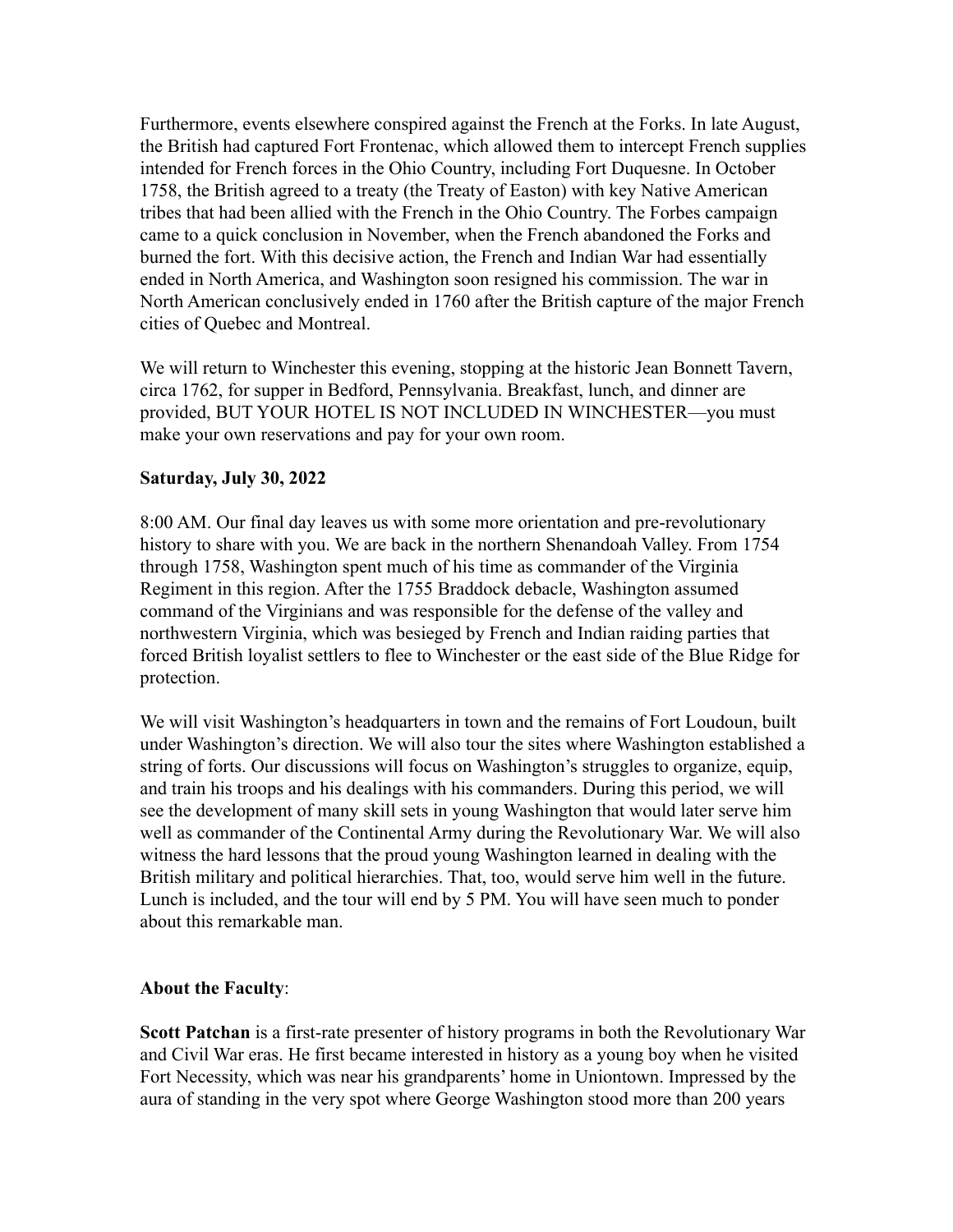Furthermore, events elsewhere conspired against the French at the Forks. In late August, the British had captured Fort Frontenac, which allowed them to intercept French supplies intended for French forces in the Ohio Country, including Fort Duquesne. In October 1758, the British agreed to a treaty (the Treaty of Easton) with key Native American tribes that had been allied with the French in the Ohio Country. The Forbes campaign came to a quick conclusion in November, when the French abandoned the Forks and burned the fort. With this decisive action, the French and Indian War had essentially ended in North America, and Washington soon resigned his commission. The war in North American conclusively ended in 1760 after the British capture of the major French cities of Quebec and Montreal.

We will return to Winchester this evening, stopping at the historic Jean Bonnett Tavern, circa 1762, for supper in Bedford, Pennsylvania. Breakfast, lunch, and dinner are provided, BUT YOUR HOTEL IS NOT INCLUDED IN WINCHESTER—you must make your own reservations and pay for your own room.

**Saturday, July 30, 2022**

8:00 AM. Our final day leaves us with some more orientation and pre-revolutionary history to share with you. We are back in the northern Shenandoah Valley. From 1754 through 1758, Washington spent much of his time as commander of the Virginia Regiment in this region. After the 1755 Braddock debacle, Washington assumed command of the Virginians and was responsible for the defense of the valley and northwestern Virginia, which was besieged by French and Indian raiding parties that forced British loyalist settlers to flee to Winchester or the east side of the Blue Ridge for protection.

We will visit Washington's headquarters in town and the remains of Fort Loudoun, built under Washington's direction. We will also tour the sites where Washington established a string of forts. Our discussions will focus on Washington's struggles to organize, equip, and train his troops and his dealings with his commanders. During this period, we will see the development of many skill sets in young Washington that would later serve him well as commander of the Continental Army during the Revolutionary War. We will also witness the hard lessons that the proud young Washington learned in dealing with the British military and political hierarchies. That, too, would serve him well in the future. Lunch is included, and the tour will end by 5 PM. You will have seen much to ponder about this remarkable man.

**About the Faculty**:

**Scott Patchan** is a first-rate presenter of history programs in both the Revolutionary War and Civil War eras. He first became interested in history as a young boy when he visited Fort Necessity, which was near his grandparents' home in Uniontown. Impressed by the aura of standing in the very spot where George Washington stood more than 200 years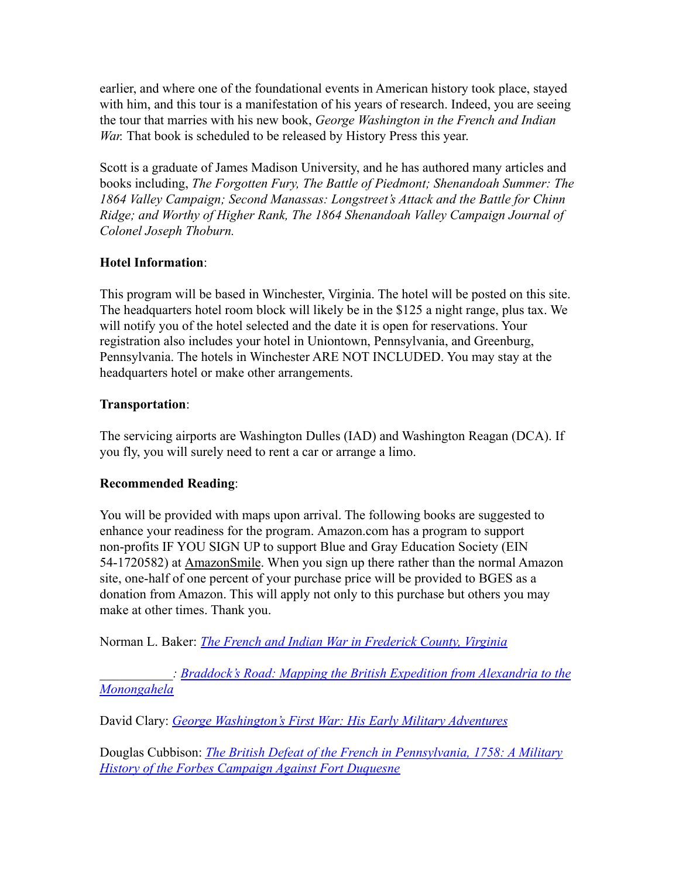earlier, and where one of the foundational events in American history took place, stayed with him, and this tour is a manifestation of his years of research. Indeed, you are seeing the tour that marries with his new book, *George Washington in the French and Indian War.* That book is scheduled to be released by History Press this year.

Scott is a graduate of James Madison University, and he has authored many articles and books including, *The Forgotten Fury, The Battle of Piedmont; Shenandoah Summer: The 1864 Valley Campaign; Second Manassas: Longstreet's Attack and the Battle for Chinn Ridge; and Worthy of Higher Rank, The 1864 Shenandoah Valley Campaign Journal of Colonel Joseph Thoburn.*

**Hotel Information**:

This program will be based in Winchester, Virginia. The hotel will be posted on this site. The headquarters hotel room block will likely be in the $125 a night range, plus tax. We will notify you of the hotel selected and the date it is open for reservations. Your registration also includes your hotel in Uniontown, Pennsylvania, and Greenburg, Pennsylvania. The hotels in Winchester ARE NOT INCLUDED. You may stay at the headquarters hotel or make other arrangements.

**Transportation**:

The servicing airports are Washington Dulles (IAD) and Washington Reagan (DCA). If you fly, you will surely need to rent a car or arrange a limo.

**Recommended Reading**:

You will be provided with maps upon arrival. The following books are suggested to enhance your readiness for the program. Amazon.com has a program to support non-profits IF YOU SIGN UP to support Blue and Gray Education Society (EIN 54-1720582) at AmazonSmile. When you sign up there rather than the normal Amazon site, one-half of one percent of your purchase price will be provided to BGES as a donation from Amazon. This will apply not only to this purchase but others you may make at other times. Thank you.

Norman L. Baker: *The French and Indian War in Frederick County, Virginia*

___________: *Braddock's Road: Mapping the British Expedition from Alexandria to the Monongahela*

David Clary: *George Washington's First War: His Early Military Adventures*

Douglas Cubbison: *The British Defeat of the French in Pennsylvania, 1758: A Military History of the Forbes Campaign Against Fort Duquesne*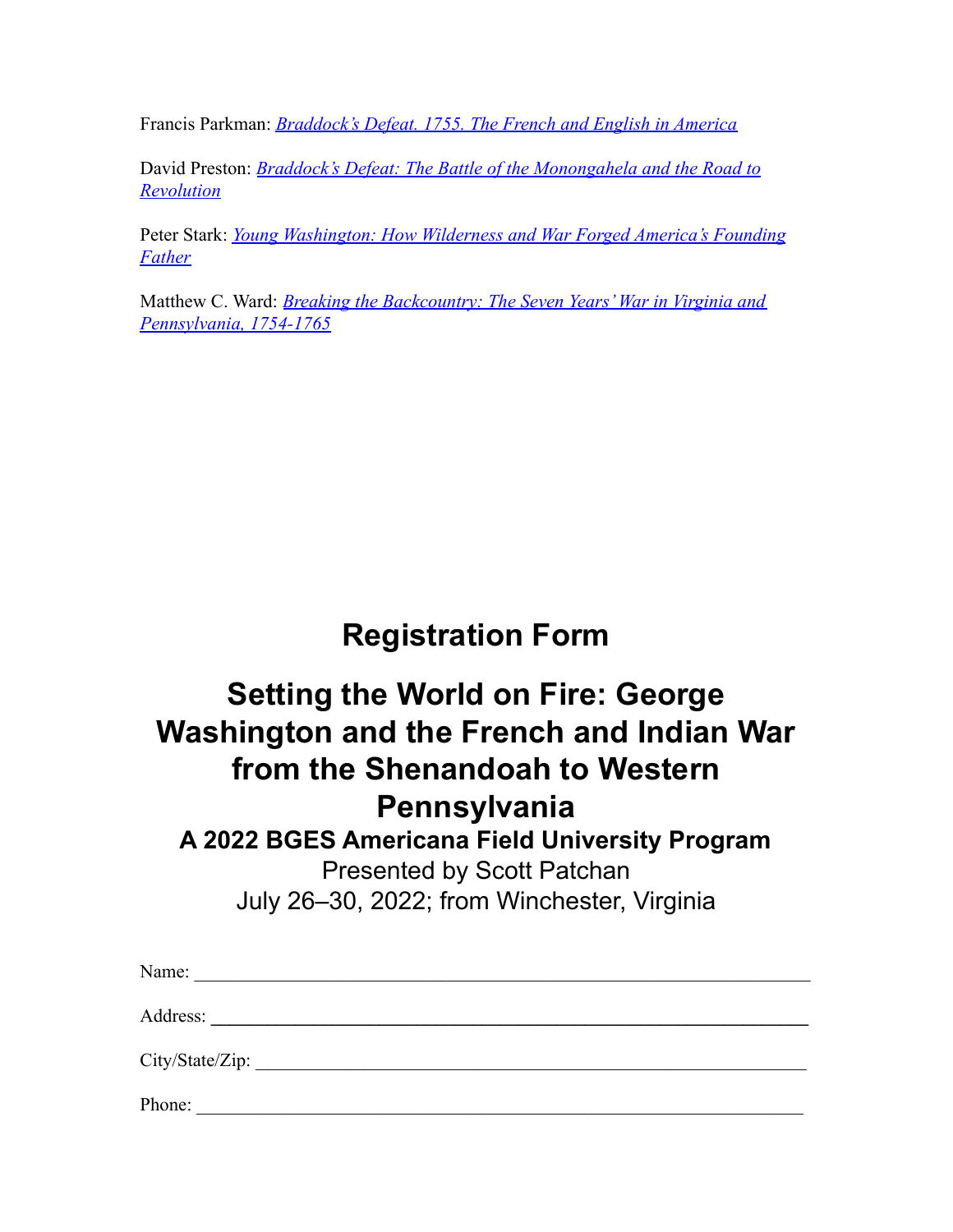Francis Parkman: *[Braddock's Defeat. 1755. The French and English in America]()*

David Preston: *[Braddock's Defeat: The Battle of the Monongahela and the Road to Revolution]()*

Peter Stark: *[Young Washington: How Wilderness and War Forged America's Founding Father]()*

Matthew C. Ward: *[Breaking the Backcountry: The Seven Years' War in Virginia and Pennsylvania, 1754-1765]()*

# Registration Form

# Setting the World on Fire: George Washington and the French and Indian War from the Shenandoah to Western Pennsylvania

### A 2022 BGES Americana Field University Program

Presented by Scott Patchan

July 26–30, 2022; from Winchester, Virginia

Name: ___________________________________________________________________

Address: ________________________________________________________________

City/State/Zip: ___________________________________________________________

Phone: __________________________________________________________________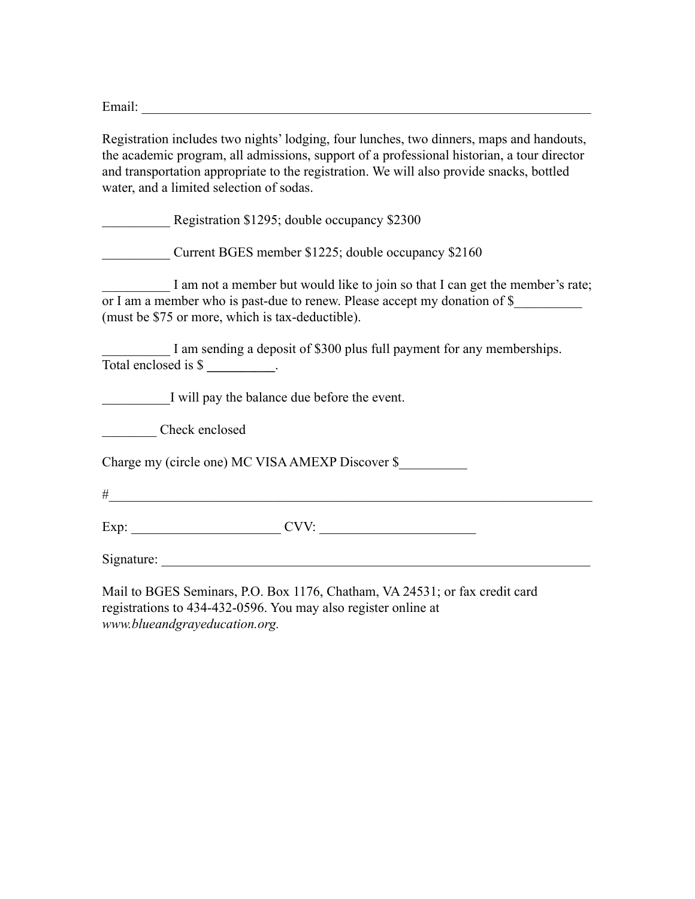Email: ___________________________________________________________________

Registration includes two nights' lodging, four lunches, two dinners, maps and handouts, the academic program, all admissions, support of a professional historian, a tour director and transportation appropriate to the registration. We will also provide snacks, bottled water, and a limited selection of sodas.

__________ Registration $1295; double occupancy $2300

__________ Current BGES member $1225; double occupancy $2160

__________ I am not a member but would like to join so that I can get the member's rate; or I am a member who is past-due to renew. Please accept my donation of $__________ (must be $75 or more, which is tax-deductible).

__________ I am sending a deposit of $300 plus full payment for any memberships. Total enclosed is $ __________.

__________I will pay the balance due before the event.

________ Check enclosed

Charge my (circle one) MC VISA AMEXP Discover $__________

#___________________________________________________________________________

Exp: ______________________ CVV: _______________________

Signature: _________________________________________________________________

Mail to BGES Seminars, P.O. Box 1176, Chatham, VA 24531; or fax credit card registrations to 434-432-0596. You may also register online at *www.blueandgrayeducation.org.*